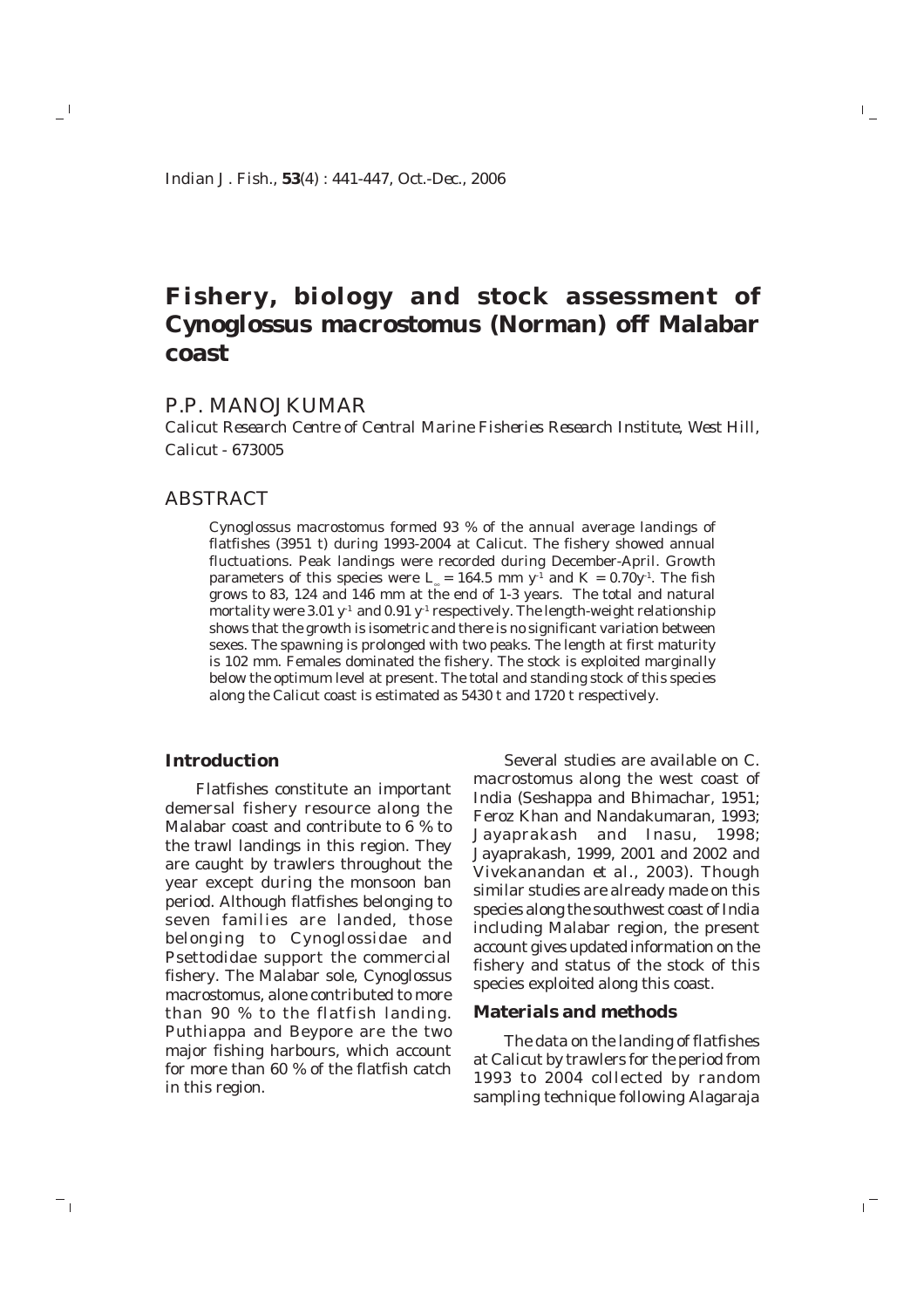# Fishery, biology and stock assessment of *Cynoglossus macrostomus* (Norman) off Malabar coast

## P.P. MANOJKUMAR

*Calicut Research Centre of Central Marine Fisheries Research Institute, West Hill, Calicut - 673005*

## ABSTRACT

*Cynoglossus macrostomus* formed 93 % of the annual average landings of flatfishes (3951 t) during 1993-2004 at Calicut. The fishery showed annual fluctuations. Peak landings were recorded during December-April. Growth parameters of this species were $L_\infty$ = 164.5 mm $y^{-1}$ and K = 0.70$y^{-1}$. The fish grows to 83, 124 and 146 mm at the end of 1-3 years. The total and natural mortality were 3.01 $y^{-1}$ and 0.91 $y^{-1}$ respectively. The length-weight relationship shows that the growth is isometric and there is no significant variation between sexes. The spawning is prolonged with two peaks. The length at first maturity is 102 mm. Females dominated the fishery. The stock is exploited marginally below the optimum level at present. The total and standing stock of this species along the Calicut coast is estimated as 5430 t and 1720 t respectively.

### Introduction

Flatfishes constitute an important demersal fishery resource along the Malabar coast and contribute to 6 % to the trawl landings in this region. They are caught by trawlers throughout the year except during the monsoon ban period. Although flatfishes belonging to seven families are landed, those belonging to Cynoglossidae and Psettodidae support the commercial fishery. The Malabar sole, *Cynoglossus macrostomus*, alone contributed to more than 90 % to the flatfish landing. Puthiappa and Beypore are the two major fishing harbours, which account for more than 60 % of the flatfish catch in this region.

Several studies are available on *C. macrostomus* along the west coast of India (Seshappa and Bhimachar, 1951; Feroz Khan and Nandakumaran, 1993; Jayaprakash and Inasu, 1998; Jayaprakash, 1999, 2001 and 2002 and Vivekanandan *et al*., 2003). Though similar studies are already made on this species along the southwest coast of India including Malabar region, the present account gives updated information on the fishery and status of the stock of this species exploited along this coast.

### Materials and methods

The data on the landing of flatfishes at Calicut by trawlers for the period from 1993 to 2004 collected by random sampling technique following Alagaraja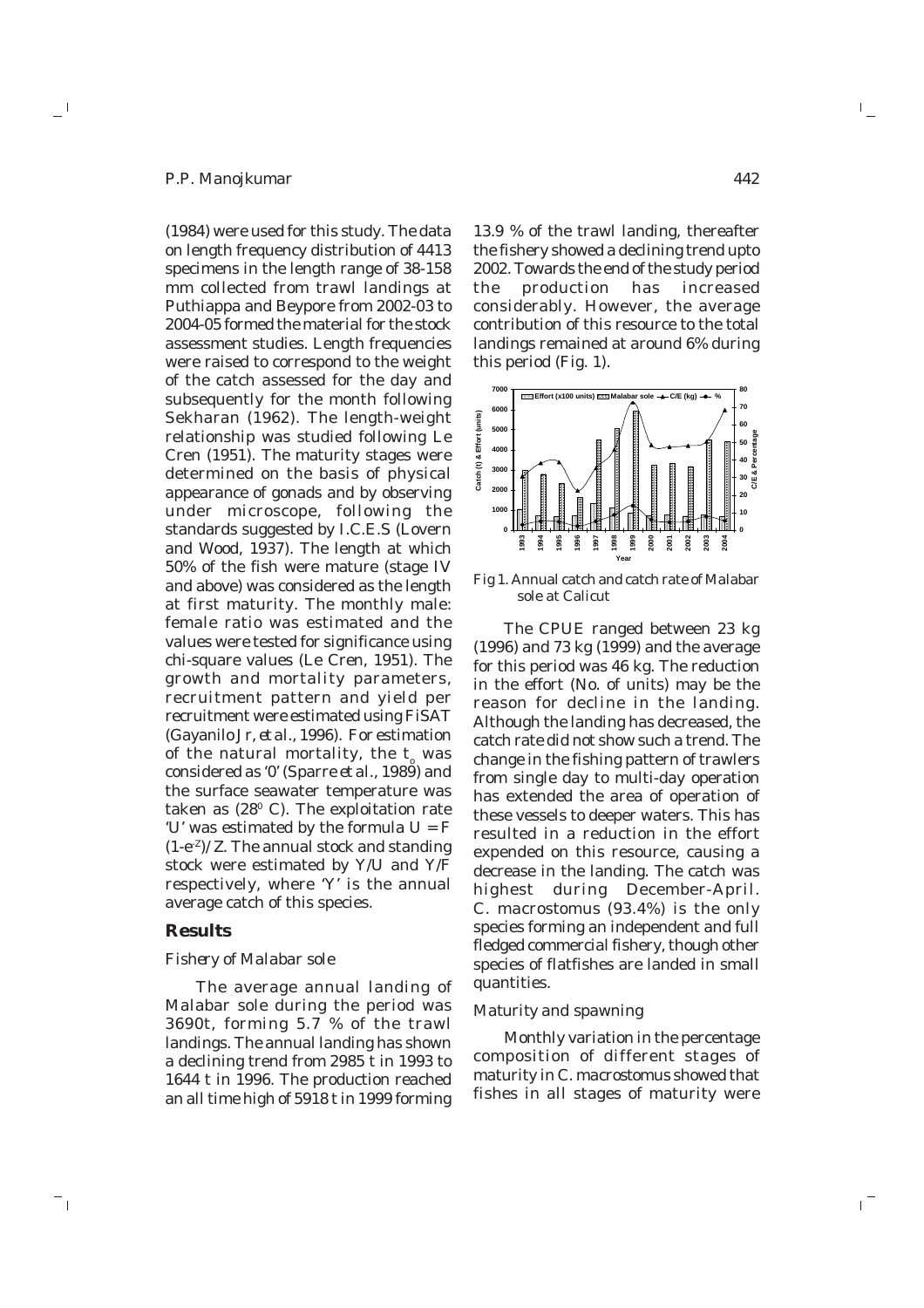(1984) were used for this study. The data on length frequency distribution of 4413 specimens in the length range of 38-158 mm collected from trawl landings at Puthiappa and Beypore from 2002-03 to 2004-05 formed the material for the stock assessment studies. Length frequencies were raised to correspond to the weight of the catch assessed for the day and subsequently for the month following Sekharan (1962). The length-weight relationship was studied following Le Cren (1951). The maturity stages were determined on the basis of physical appearance of gonads and by observing under microscope, following the standards suggested by I.C.E.S (Lovern and Wood, 1937). The length at which 50% of the fish were mature (stage IV and above) was considered as the length at first maturity. The monthly male: female ratio was estimated and the values were tested for significance using chi-square values (Le Cren, 1951). The growth and mortality parameters, recruitment pattern and yield per recruitment were estimated using FiSAT (Gayanilo Jr, *et al*., 1996). For estimation of the natural mortality, the $t_o$ was considered as '0' (Sparre *et al*., 1989) and the surface seawater temperature was taken as ($28^0$ C). The exploitation rate 'U' was estimated by the formula $U = F (1\text{-}e^{-Z})/Z$. The annual stock and standing stock were estimated by Y/U and Y/F respectively, where 'Y' is the annual average catch of this species.

## Results

### *Fishery of Malabar sole*

The average annual landing of Malabar sole during the period was 3690t, forming 5.7 % of the trawl landings. The annual landing has shown a declining trend from 2985 t in 1993 to 1644 t in 1996. The production reached an all time high of 5918 t in 1999 forming 13.9 % of the trawl landing, thereafter the fishery showed a declining trend upto 2002. Towards the end of the study period the production has increased considerably. However, the average contribution of this resource to the total landings remained at around 6% during this period (Fig. 1).

Fig 1. Annual catch and catch rate of Malabar sole at Calicut

The CPUE ranged between 23 kg (1996) and 73 kg (1999) and the average for this period was 46 kg. The reduction in the effort (No. of units) may be the reason for decline in the landing. Although the landing has decreased, the catch rate did not show such a trend. The change in the fishing pattern of trawlers from single day to multi-day operation has extended the area of operation of these vessels to deeper waters. This has resulted in a reduction in the effort expended on this resource, causing a decrease in the landing. The catch was highest during December-April. *C. macrostomus* (93.4%) is the only species forming an independent and full fledged commercial fishery, though other species of flatfishes are landed in small quantities.

### *Maturity and spawning*

Monthly variation in the percentage composition of different stages of maturity in *C. macrostomus* showed that fishes in all stages of maturity were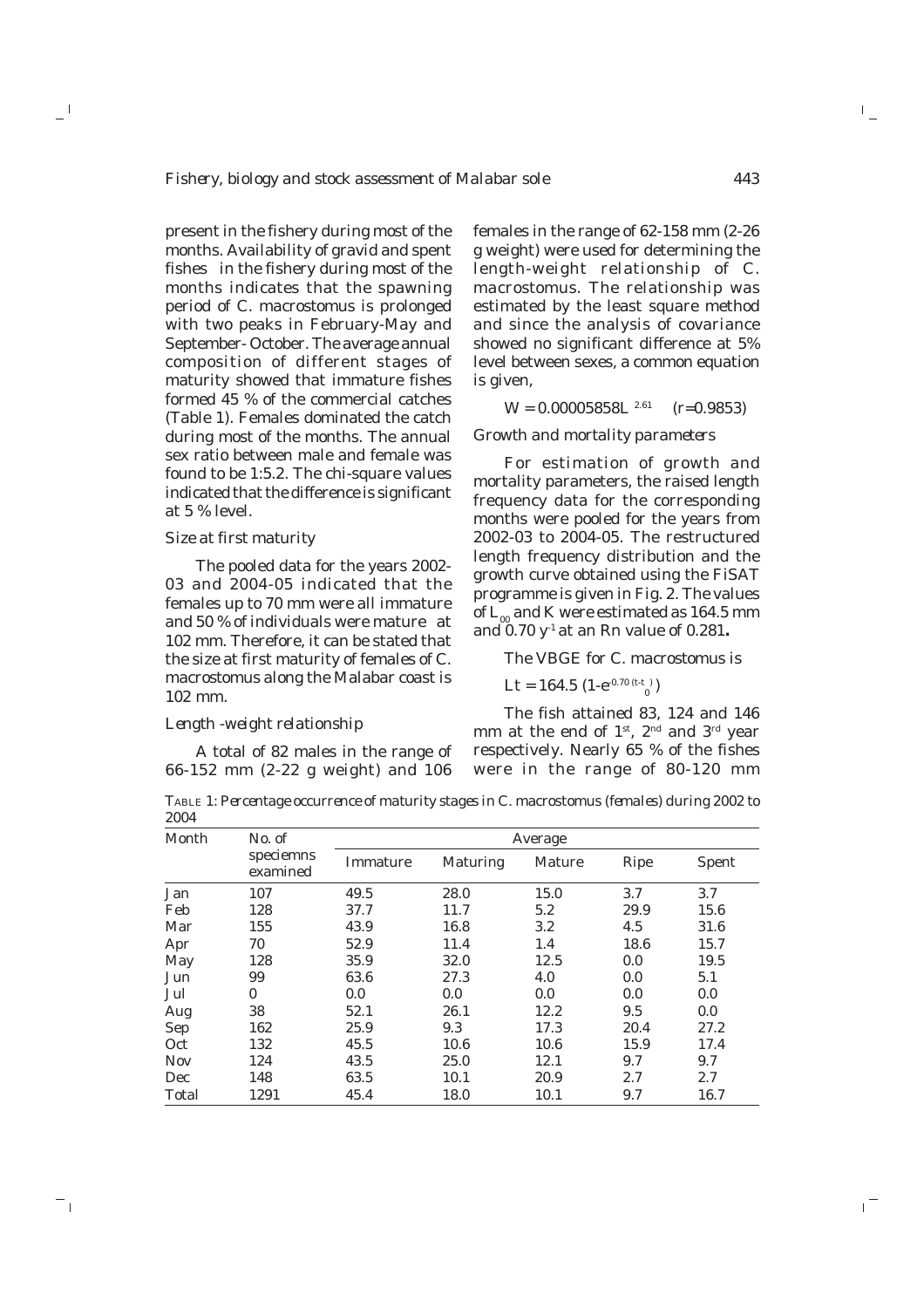present in the fishery during most of the months. Availability of gravid and spent fishes in the fishery during most of the months indicates that the spawning period of *C. macrostomus* is prolonged with two peaks in February-May and September- October. The average annual composition of different stages of maturity showed that immature fishes formed 45 % of the commercial catches (Table 1). Females dominated the catch during most of the months. The annual sex ratio between male and female was found to be 1:5.2. The chi-square values indicated that the difference is significant at 5 % level.

### *Size at first maturity*

The pooled data for the years 2002-03 and 2004-05 indicated that the females up to 70 mm were all immature and 50 % of individuals were mature at 102 mm. Therefore, it can be stated that the size at first maturity of females of *C. macrostomus* along the Malabar coast is 102 mm.

### *Length -weight relationship*

A total of 82 males in the range of 66-152 mm (2-22 g weight) and 106 females in the range of 62-158 mm (2-26 g weight) were used for determining the length-weight relationship of *C. macrostomus*. The relationship was estimated by the least square method and since the analysis of covariance showed no significant difference at 5% level between sexes, a common equation is given,

$$W = 0.00005858L^{2.61} \quad (r=0.9853)$$

### *Growth and mortality parameters*

For estimation of growth and mortality parameters, the raised length frequency data for the corresponding months were pooled for the years from 2002-03 to 2004-05. The restructured length frequency distribution and the growth curve obtained using the FiSAT programme is given in Fig. 2. The values of $L_{\infty}$ and K were estimated as 164.5 mm and 0.70 $y^{-1}$ at an Rn value of 0.281**.**

The VBGE for *C. macrostomus* is

$$Lt = 164.5\ (1\text{-}e^{-0.70\,(t\text{-}t_0)})$$

The fish attained 83, 124 and 146 mm at the end of 1st, 2nd and 3rd year respectively. Nearly 65 % of the fishes were in the range of 80-120 mm

TABLE 1: *Percentage occurrence of maturity stages in C. macrostomus (females) during 2002 to 2004*

| Month | No. of speciemns examined | Average | | | | |
|---|---|---|---|---|---|---|
| | | Immature | Maturing | Mature | Ripe | Spent |
| Jan | 107 | 49.5 | 28.0 | 15.0 | 3.7 | 3.7 |
| Feb | 128 | 37.7 | 11.7 | 5.2 | 29.9 | 15.6 |
| Mar | 155 | 43.9 | 16.8 | 3.2 | 4.5 | 31.6 |
| Apr | 70 | 52.9 | 11.4 | 1.4 | 18.6 | 15.7 |
| May | 128 | 35.9 | 32.0 | 12.5 | 0.0 | 19.5 |
| Jun | 99 | 63.6 | 27.3 | 4.0 | 0.0 | 5.1 |
| Jul | 0 | 0.0 | 0.0 | 0.0 | 0.0 | 0.0 |
| Aug | 38 | 52.1 | 26.1 | 12.2 | 9.5 | 0.0 |
| Sep | 162 | 25.9 | 9.3 | 17.3 | 20.4 | 27.2 |
| Oct | 132 | 45.5 | 10.6 | 10.6 | 15.9 | 17.4 |
| Nov | 124 | 43.5 | 25.0 | 12.1 | 9.7 | 9.7 |
| Dec | 148 | 63.5 | 10.1 | 20.9 | 2.7 | 2.7 |
| Total | 1291 | 45.4 | 18.0 | 10.1 | 9.7 | 16.7 |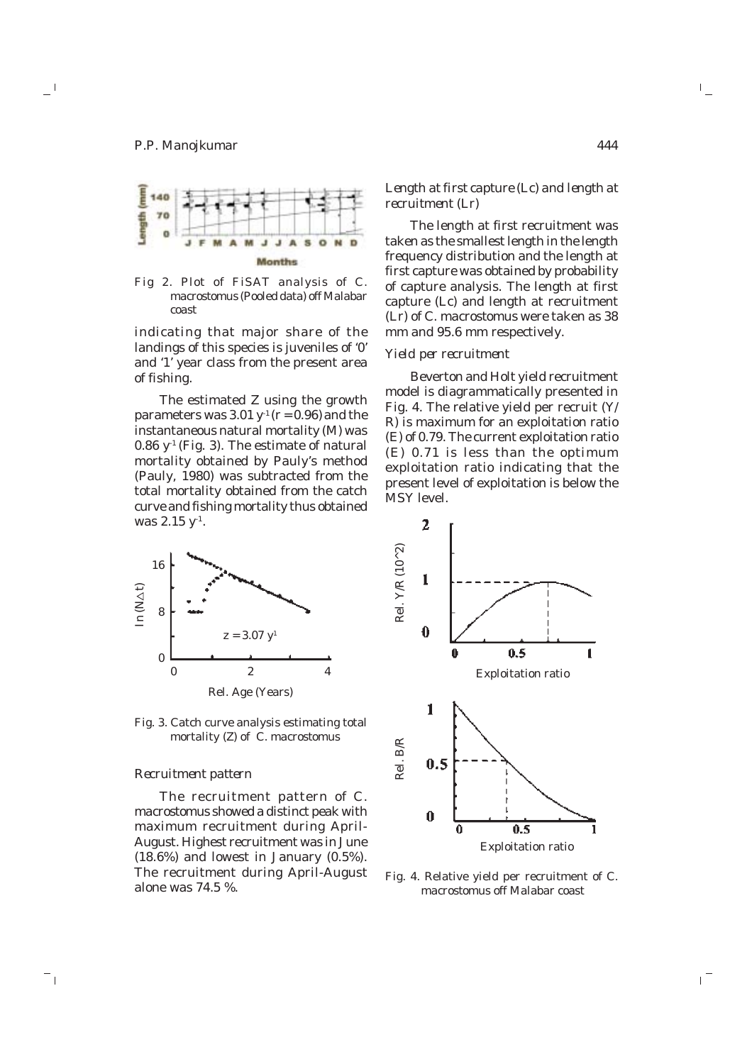Fig 2. Plot of FiSAT analysis of *C. macrostomus* (Pooled data) off Malabar coast

indicating that major share of the landings of this species is juveniles of '0' and '1' year class from the present area of fishing.

The estimated Z using the growth parameters was 3.01 $y^{-1}$ (r = 0.96) and the instantaneous natural mortality (M) was 0.86 $y^{-1}$ (Fig. 3). The estimate of natural mortality obtained by Pauly's method (Pauly, 1980) was subtracted from the total mortality obtained from the catch curve and fishing mortality thus obtained was 2.15 $y^{-1}$.

Fig. 3. Catch curve analysis estimating total mortality (Z) of *C. macrostomus*

### *Recruitment pattern*

The recruitment pattern of *C. macrostomus* showed a distinct peak with maximum recruitment during April-August. Highest recruitment was in June (18.6%) and lowest in January (0.5%). The recruitment during April-August alone was 74.5 %.

### *Length at first capture (Lc) and length at recruitment (Lr)*

The length at first recruitment was taken as the smallest length in the length frequency distribution and the length at first capture was obtained by probability of capture analysis. The length at first capture (Lc) and length at recruitment (Lr) of *C. macrostomus* were taken as 38 mm and 95.6 mm respectively.

### *Yield per recruitment*

Beverton and Holt yield recruitment model is diagrammatically presented in Fig. 4. The relative yield per recruit (Y/R) is maximum for an exploitation ratio (E) of 0.79. The current exploitation ratio (E) 0.71 is less than the optimum exploitation ratio indicating that the present level of exploitation is below the MSY level.

Fig. 4. Relative yield per recruitment of *C. macrostomus* off Malabar coast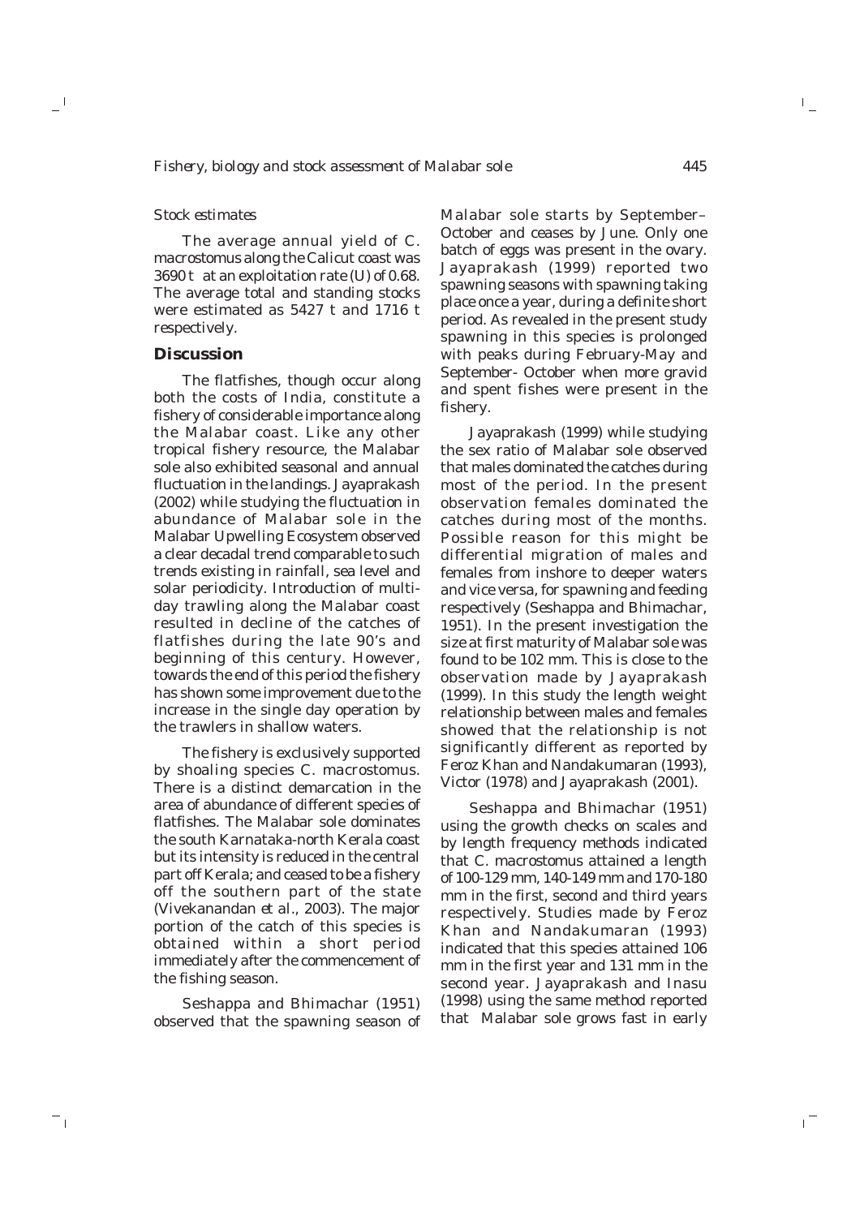*Stock estimates*

The average annual yield of *C. macrostomus* along the Calicut coast was 3690 t at an exploitation rate (U) of 0.68. The average total and standing stocks were estimated as 5427 t and 1716 t respectively.

## Discussion

The flatfishes, though occur along both the costs of India, constitute a fishery of considerable importance along the Malabar coast. Like any other tropical fishery resource, the Malabar sole also exhibited seasonal and annual fluctuation in the landings. Jayaprakash (2002) while studying the fluctuation in abundance of Malabar sole in the Malabar Upwelling Ecosystem observed a clear decadal trend comparable to such trends existing in rainfall, sea level and solar periodicity. Introduction of multi-day trawling along the Malabar coast resulted in decline of the catches of flatfishes during the late 90's and beginning of this century. However, towards the end of this period the fishery has shown some improvement due to the increase in the single day operation by the trawlers in shallow waters.

The fishery is exclusively supported by shoaling species *C. macrostomus*. There is a distinct demarcation in the area of abundance of different species of flatfishes. The Malabar sole dominates the south Karnataka-north Kerala coast but its intensity is reduced in the central part off Kerala; and ceased to be a fishery off the southern part of the state (Vivekanandan *et al*., 2003). The major portion of the catch of this species is obtained within a short period immediately after the commencement of the fishing season.

Seshappa and Bhimachar (1951) observed that the spawning season of Malabar sole starts by September–October and ceases by June. Only one batch of eggs was present in the ovary. Jayaprakash (1999) reported two spawning seasons with spawning taking place once a year, during a definite short period. As revealed in the present study spawning in this species is prolonged with peaks during February-May and September- October when more gravid and spent fishes were present in the fishery.

Jayaprakash (1999) while studying the sex ratio of Malabar sole observed that males dominated the catches during most of the period. In the present observation females dominated the catches during most of the months. Possible reason for this might be differential migration of males and females from inshore to deeper waters and vice versa, for spawning and feeding respectively (Seshappa and Bhimachar, 1951). In the present investigation the size at first maturity of Malabar sole was found to be 102 mm. This is close to the observation made by Jayaprakash (1999). In this study the length weight relationship between males and females showed that the relationship is not significantly different as reported by Feroz Khan and Nandakumaran (1993), Victor (1978) and Jayaprakash (2001).

Seshappa and Bhimachar (1951) using the growth checks on scales and by length frequency methods indicated that *C. macrostomus* attained a length of 100-129 mm, 140-149 mm and 170-180 mm in the first, second and third years respectively. Studies made by Feroz Khan and Nandakumaran (1993) indicated that this species attained 106 mm in the first year and 131 mm in the second year. Jayaprakash and Inasu (1998) using the same method reported that Malabar sole grows fast in early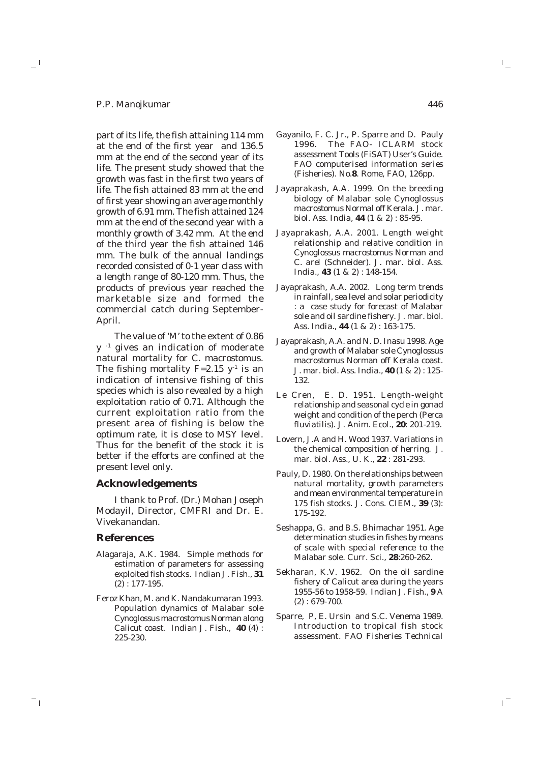part of its life, the fish attaining 114 mm at the end of the first year and 136.5 mm at the end of the second year of its life. The present study showed that the growth was fast in the first two years of life. The fish attained 83 mm at the end of first year showing an average monthly growth of 6.91 mm. The fish attained 124 mm at the end of the second year with a monthly growth of 3.42 mm. At the end of the third year the fish attained 146 mm. The bulk of the annual landings recorded consisted of 0-1 year class with a length range of 80-120 mm. Thus, the products of previous year reached the marketable size and formed the commercial catch during September-April.

The value of 'M' to the extent of 0.86 $y^{-1}$ gives an indication of moderate natural mortality for *C. macrostomus*. The fishing mortality $F=2.15\ y^{-1}$ is an indication of intensive fishing of this species which is also revealed by a high exploitation ratio of 0.71. Although the current exploitation ratio from the present area of fishing is below the optimum rate, it is close to MSY level. Thus for the benefit of the stock it is better if the efforts are confined at the present level only.

## Acknowledgements

I thank to Prof. (Dr.) Mohan Joseph Modayil, Director, CMFRI and Dr. E. Vivekanandan.

## References

Alagaraja, A.K. 1984. Simple methods for estimation of parameters for assessing exploited fish stocks. *Indian J. Fish.*, **31** (2) : 177-195.

Feroz Khan, M. and K. Nandakumaran 1993. Population dynamics of Malabar sole *Cynoglossus macrostomus* Norman along Calicut coast. *Indian J. Fish.*, **40** (4) : 225-230.

Gayanilo, F. C. Jr., P. Sparre and D. Pauly 1996. The FAO- ICLARM stock assessment Tools (FiSAT) User's Guide. *FAO computerised information series (Fisheries)*. No.**8**. Rome, FAO, 126pp.

Jayaprakash, A.A. 1999. On the breeding biology of Malabar sole *Cynoglossus macrostomus* Normal off Kerala. *J. mar. biol. Ass. India*, **44** (1 & 2) : 85-95.

Jayaprakash, A.A. 2001. Length weight relationship and relative condition in *Cynoglossus macrostomus* Norman and *C. arel* (Schneider). *J. mar. biol. Ass. India.*, **43** (1 & 2) : 148-154.

Jayaprakash, A.A. 2002. Long term trends in rainfall, sea level and solar periodicity : a case study for forecast of Malabar sole and oil sardine fishery. *J. mar. biol. Ass. India.*, **44** (1 & 2) : 163-175.

Jayaprakash, A.A. and N. D. Inasu 1998. Age and growth of Malabar sole *Cynoglossus macrostomus* Norman off Kerala coast. *J. mar. biol. Ass. India.*, **40** (1 & 2) : 125-132.

Le Cren, E. D. 1951. Length-weight relationship and seasonal cycle in gonad weight and condition of the perch (*Perca fluviatilis*). *J. Anim. Ecol.*, **20**: 201-219.

Lovern, J.A and H. Wood 1937. Variations in the chemical composition of herring. *J. mar. biol. Ass., U. K.*, **22** : 281-293.

Pauly, D. 1980. On the relationships between natural mortality, growth parameters and mean environmental temperature in 175 fish stocks. *J. Cons. CIEM.*, **39** (3): 175-192.

Seshappa, G. and B.S. Bhimachar 1951. Age determination studies in fishes by means of scale with special reference to the Malabar sole. *Curr. Sci.*, **28**:260-262.

Sekharan, K.V. 1962. On the oil sardine fishery of Calicut area during the years 1955-56 to 1958-59. *Indian J. Fish.*, **9** A (2) : 679-700.

Sparre, P, E. Ursin and S.C. Venema 1989. Introduction to tropical fish stock assessment. *FAO Fisheries Technical*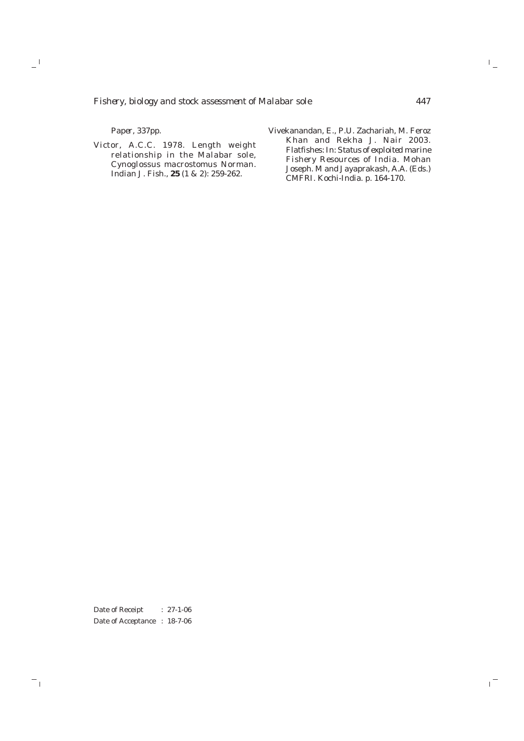Paper, 337pp.

Victor, A.C.C. 1978. Length weight relationship in the Malabar sole, *Cynoglossus macrostomus* Norman. *Indian J. Fish.*, **25** (1 & 2): 259-262.

Vivekanandan, E., P.U. Zachariah, M. Feroz Khan and Rekha J. Nair 2003. Flatfishes: In: *Status of exploited marine Fishery Resources of India.* Mohan Joseph. M and Jayaprakash, A.A. (Eds.) CMFRI. Kochi-India. p. 164-170.

Date of Receipt : 27-1-06

Date of Acceptance : 18-7-06